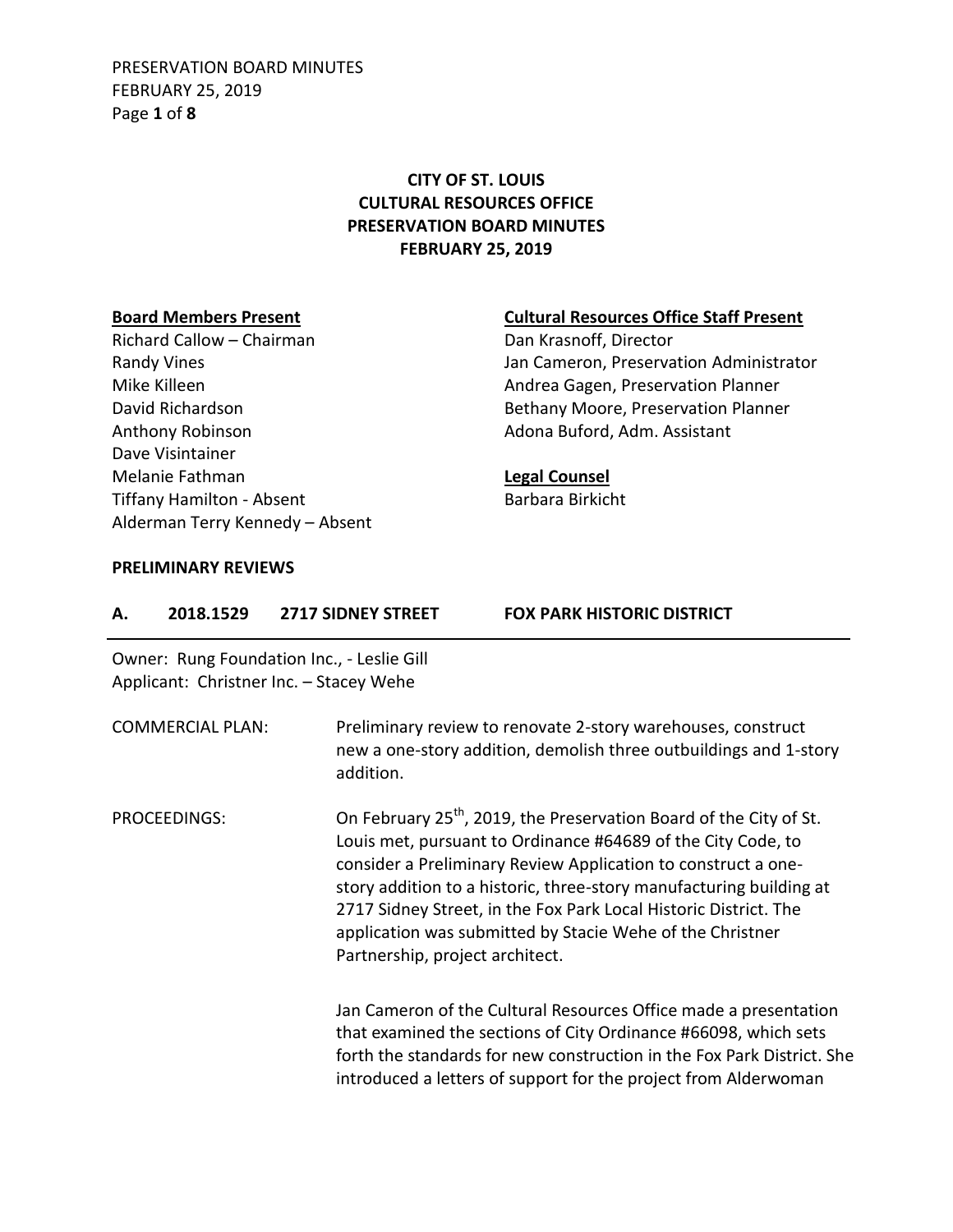**CITY OF ST. LOUIS**
**CULTURAL RESOURCES OFFICE**
**PRESERVATION BOARD MINUTES**
**FEBRUARY 25, 2019**

**Board Members Present**

Richard Callow – Chairman
Randy Vines
Mike Killeen
David Richardson
Anthony Robinson
Dave Visintainer
Melanie Fathman
Tiffany Hamilton - Absent
Alderman Terry Kennedy – Absent

**Cultural Resources Office Staff Present**

Dan Krasnoff, Director
Jan Cameron, Preservation Administrator
Andrea Gagen, Preservation Planner
Bethany Moore, Preservation Planner
Adona Buford, Adm. Assistant

**Legal Counsel**

Barbara Birkicht

**PRELIMINARY REVIEWS**

**A. 2018.1529 2717 SIDNEY STREET FOX PARK HISTORIC DISTRICT**

Owner: Rung Foundation Inc., - Leslie Gill
Applicant: Christner Inc. – Stacey Wehe

COMMERCIAL PLAN: Preliminary review to renovate 2-story warehouses, construct new a one-story addition, demolish three outbuildings and 1-story addition.

PROCEEDINGS: On February 25th, 2019, the Preservation Board of the City of St. Louis met, pursuant to Ordinance #64689 of the City Code, to consider a Preliminary Review Application to construct a one-story addition to a historic, three-story manufacturing building at 2717 Sidney Street, in the Fox Park Local Historic District. The application was submitted by Stacie Wehe of the Christner Partnership, project architect.

Jan Cameron of the Cultural Resources Office made a presentation that examined the sections of City Ordinance #66098, which sets forth the standards for new construction in the Fox Park District. She introduced a letters of support for the project from Alderwoman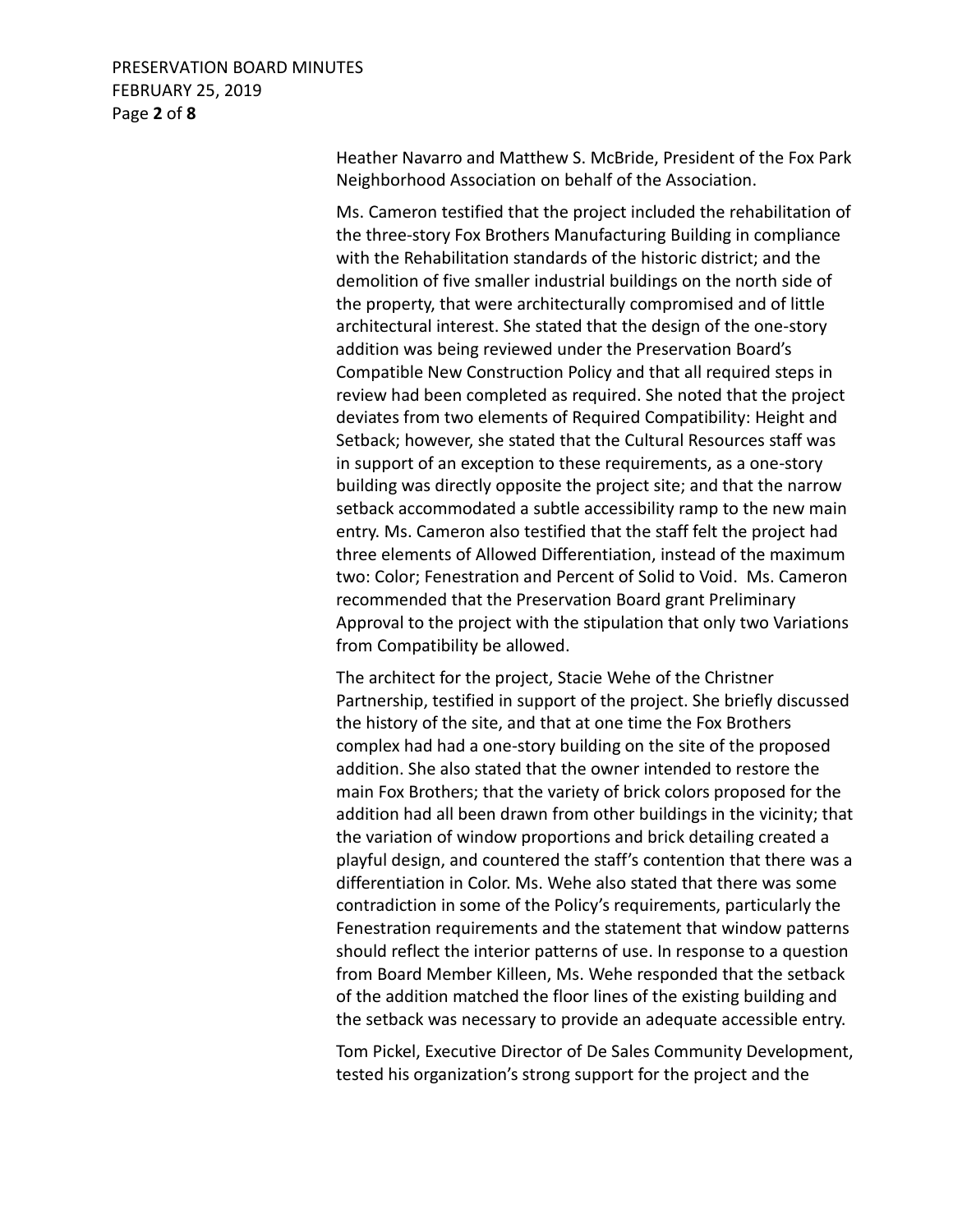Heather Navarro and Matthew S. McBride, President of the Fox Park Neighborhood Association on behalf of the Association.

Ms. Cameron testified that the project included the rehabilitation of the three-story Fox Brothers Manufacturing Building in compliance with the Rehabilitation standards of the historic district; and the demolition of five smaller industrial buildings on the north side of the property, that were architecturally compromised and of little architectural interest. She stated that the design of the one-story addition was being reviewed under the Preservation Board's Compatible New Construction Policy and that all required steps in review had been completed as required. She noted that the project deviates from two elements of Required Compatibility: Height and Setback; however, she stated that the Cultural Resources staff was in support of an exception to these requirements, as a one-story building was directly opposite the project site; and that the narrow setback accommodated a subtle accessibility ramp to the new main entry. Ms. Cameron also testified that the staff felt the project had three elements of Allowed Differentiation, instead of the maximum two: Color; Fenestration and Percent of Solid to Void. Ms. Cameron recommended that the Preservation Board grant Preliminary Approval to the project with the stipulation that only two Variations from Compatibility be allowed.

The architect for the project, Stacie Wehe of the Christner Partnership, testified in support of the project. She briefly discussed the history of the site, and that at one time the Fox Brothers complex had had a one-story building on the site of the proposed addition. She also stated that the owner intended to restore the main Fox Brothers; that the variety of brick colors proposed for the addition had all been drawn from other buildings in the vicinity; that the variation of window proportions and brick detailing created a playful design, and countered the staff's contention that there was a differentiation in Color. Ms. Wehe also stated that there was some contradiction in some of the Policy's requirements, particularly the Fenestration requirements and the statement that window patterns should reflect the interior patterns of use. In response to a question from Board Member Killeen, Ms. Wehe responded that the setback of the addition matched the floor lines of the existing building and the setback was necessary to provide an adequate accessible entry.

Tom Pickel, Executive Director of De Sales Community Development, tested his organization's strong support for the project and the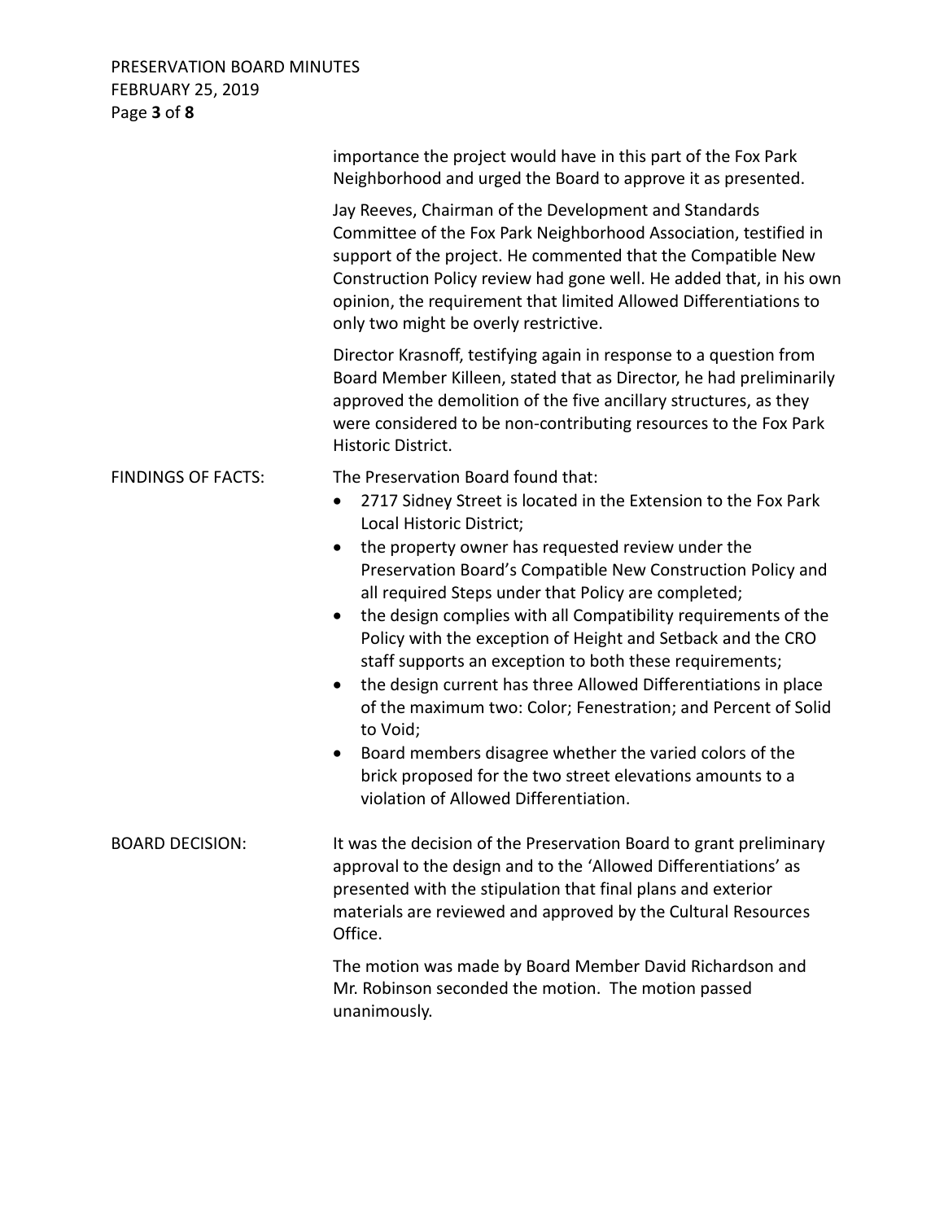importance the project would have in this part of the Fox Park Neighborhood and urged the Board to approve it as presented.

Jay Reeves, Chairman of the Development and Standards Committee of the Fox Park Neighborhood Association, testified in support of the project. He commented that the Compatible New Construction Policy review had gone well. He added that, in his own opinion, the requirement that limited Allowed Differentiations to only two might be overly restrictive.

Director Krasnoff, testifying again in response to a question from Board Member Killeen, stated that as Director, he had preliminarily approved the demolition of the five ancillary structures, as they were considered to be non-contributing resources to the Fox Park Historic District.

**FINDINGS OF FACTS:**

The Preservation Board found that:

- 2717 Sidney Street is located in the Extension to the Fox Park Local Historic District;
- the property owner has requested review under the Preservation Board's Compatible New Construction Policy and all required Steps under that Policy are completed;
- the design complies with all Compatibility requirements of the Policy with the exception of Height and Setback and the CRO staff supports an exception to both these requirements;
- the design current has three Allowed Differentiations in place of the maximum two: Color; Fenestration; and Percent of Solid to Void;
- Board members disagree whether the varied colors of the brick proposed for the two street elevations amounts to a violation of Allowed Differentiation.

**BOARD DECISION:**

It was the decision of the Preservation Board to grant preliminary approval to the design and to the 'Allowed Differentiations' as presented with the stipulation that final plans and exterior materials are reviewed and approved by the Cultural Resources Office.

The motion was made by Board Member David Richardson and Mr. Robinson seconded the motion. The motion passed unanimously.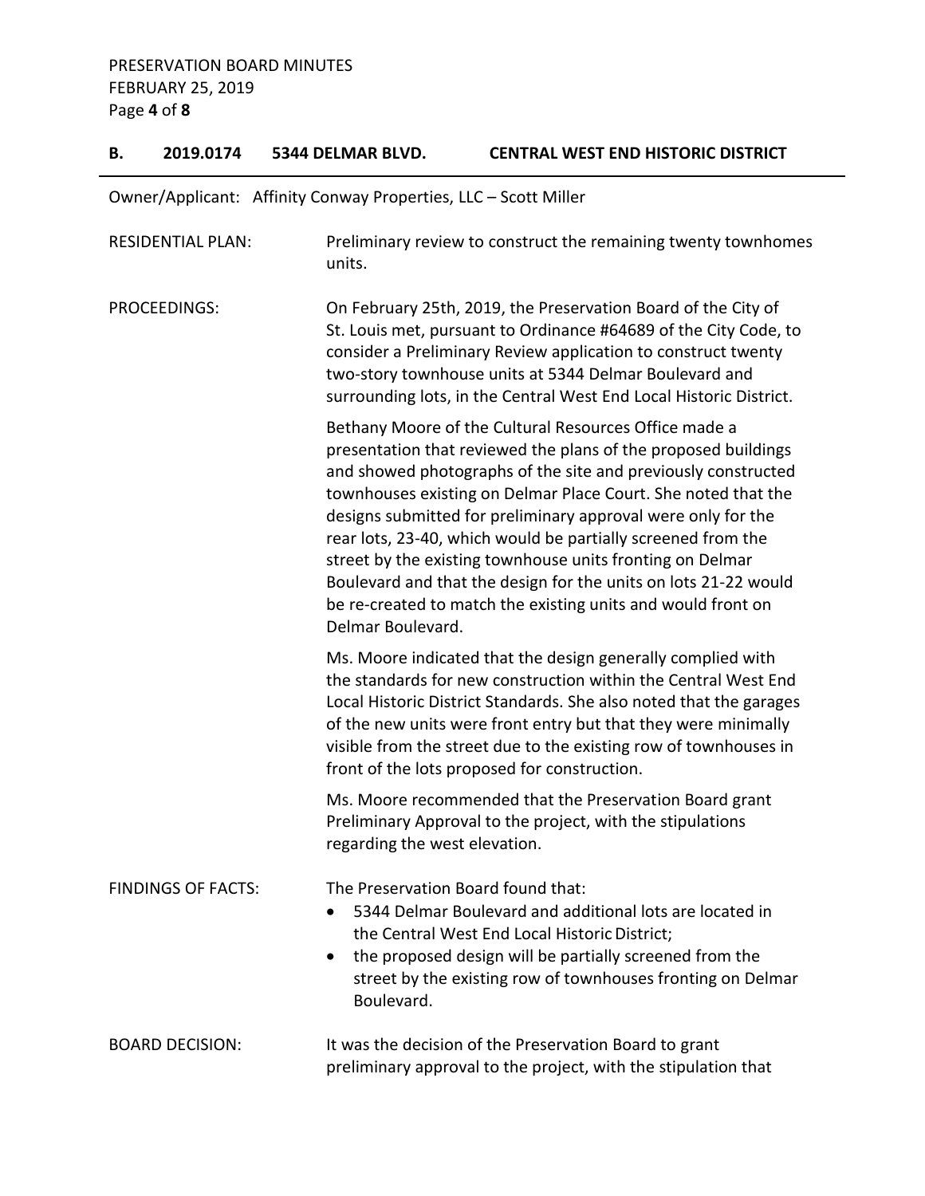## B. 2019.0174 5344 DELMAR BLVD. CENTRAL WEST END HISTORIC DISTRICT

Owner/Applicant: Affinity Conway Properties, LLC – Scott Miller

RESIDENTIAL PLAN: Preliminary review to construct the remaining twenty townhomes units.

PROCEEDINGS: On February 25th, 2019, the Preservation Board of the City of St. Louis met, pursuant to Ordinance #64689 of the City Code, to consider a Preliminary Review application to construct twenty two-story townhouse units at 5344 Delmar Boulevard and surrounding lots, in the Central West End Local Historic District.

Bethany Moore of the Cultural Resources Office made a presentation that reviewed the plans of the proposed buildings and showed photographs of the site and previously constructed townhouses existing on Delmar Place Court. She noted that the designs submitted for preliminary approval were only for the rear lots, 23-40, which would be partially screened from the street by the existing townhouse units fronting on Delmar Boulevard and that the design for the units on lots 21-22 would be re-created to match the existing units and would front on Delmar Boulevard.

Ms. Moore indicated that the design generally complied with the standards for new construction within the Central West End Local Historic District Standards. She also noted that the garages of the new units were front entry but that they were minimally visible from the street due to the existing row of townhouses in front of the lots proposed for construction.

Ms. Moore recommended that the Preservation Board grant Preliminary Approval to the project, with the stipulations regarding the west elevation.

FINDINGS OF FACTS: The Preservation Board found that:

- 5344 Delmar Boulevard and additional lots are located in the Central West End Local Historic District;
- the proposed design will be partially screened from the street by the existing row of townhouses fronting on Delmar Boulevard.

BOARD DECISION: It was the decision of the Preservation Board to grant preliminary approval to the project, with the stipulation that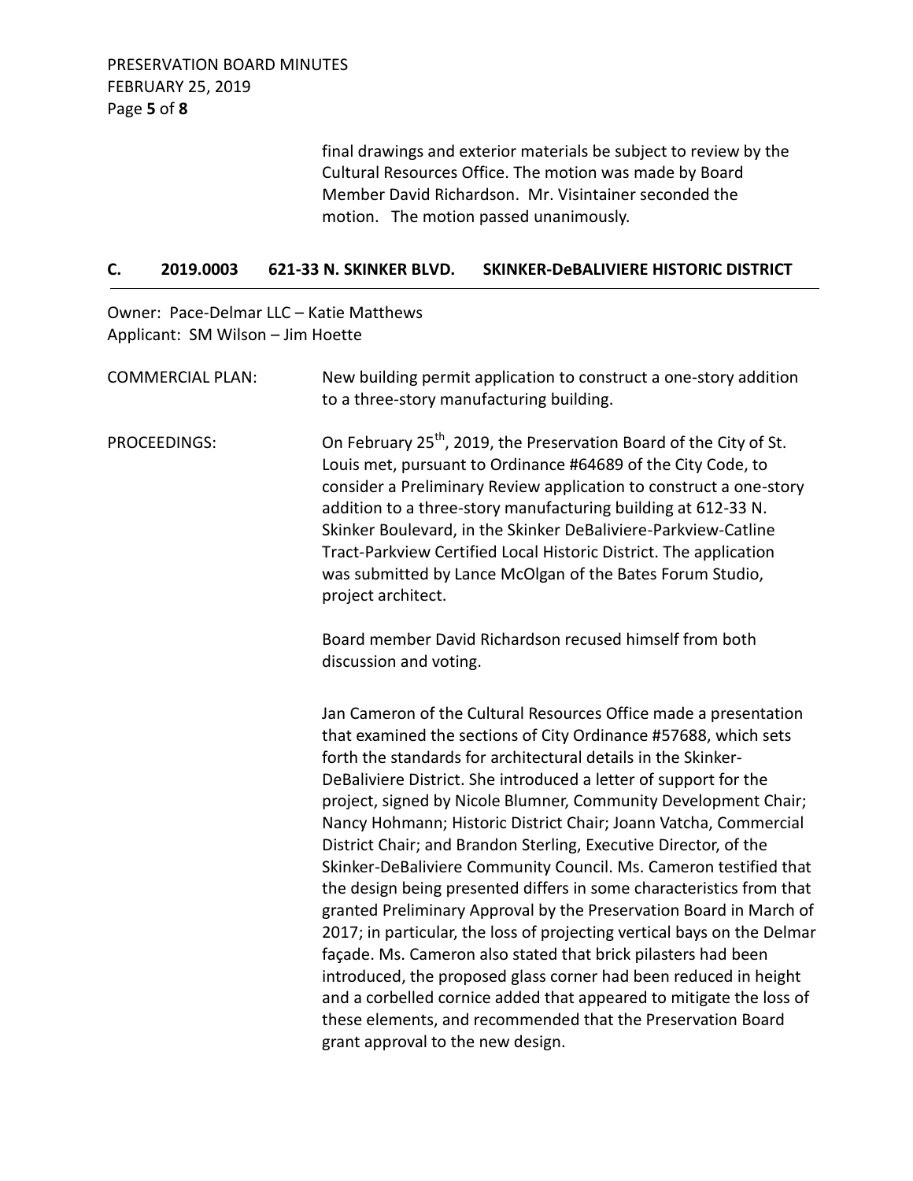final drawings and exterior materials be subject to review by the Cultural Resources Office. The motion was made by Board Member David Richardson. Mr. Visintainer seconded the motion. The motion passed unanimously.

## C. 2019.0003 621-33 N. SKINKER BLVD. SKINKER-DeBALIVIERE HISTORIC DISTRICT

Owner: Pace-Delmar LLC – Katie Matthews
Applicant: SM Wilson – Jim Hoette

COMMERCIAL PLAN: New building permit application to construct a one-story addition to a three-story manufacturing building.

PROCEEDINGS: On February 25th, 2019, the Preservation Board of the City of St. Louis met, pursuant to Ordinance #64689 of the City Code, to consider a Preliminary Review application to construct a one-story addition to a three-story manufacturing building at 612-33 N. Skinker Boulevard, in the Skinker DeBaliviere-Parkview-Catline Tract-Parkview Certified Local Historic District. The application was submitted by Lance McOlgan of the Bates Forum Studio, project architect.

Board member David Richardson recused himself from both discussion and voting.

Jan Cameron of the Cultural Resources Office made a presentation that examined the sections of City Ordinance #57688, which sets forth the standards for architectural details in the Skinker-DeBaliviere District. She introduced a letter of support for the project, signed by Nicole Blumner, Community Development Chair; Nancy Hohmann; Historic District Chair; Joann Vatcha, Commercial District Chair; and Brandon Sterling, Executive Director, of the Skinker-DeBaliviere Community Council. Ms. Cameron testified that the design being presented differs in some characteristics from that granted Preliminary Approval by the Preservation Board in March of 2017; in particular, the loss of projecting vertical bays on the Delmar façade. Ms. Cameron also stated that brick pilasters had been introduced, the proposed glass corner had been reduced in height and a corbelled cornice added that appeared to mitigate the loss of these elements, and recommended that the Preservation Board grant approval to the new design.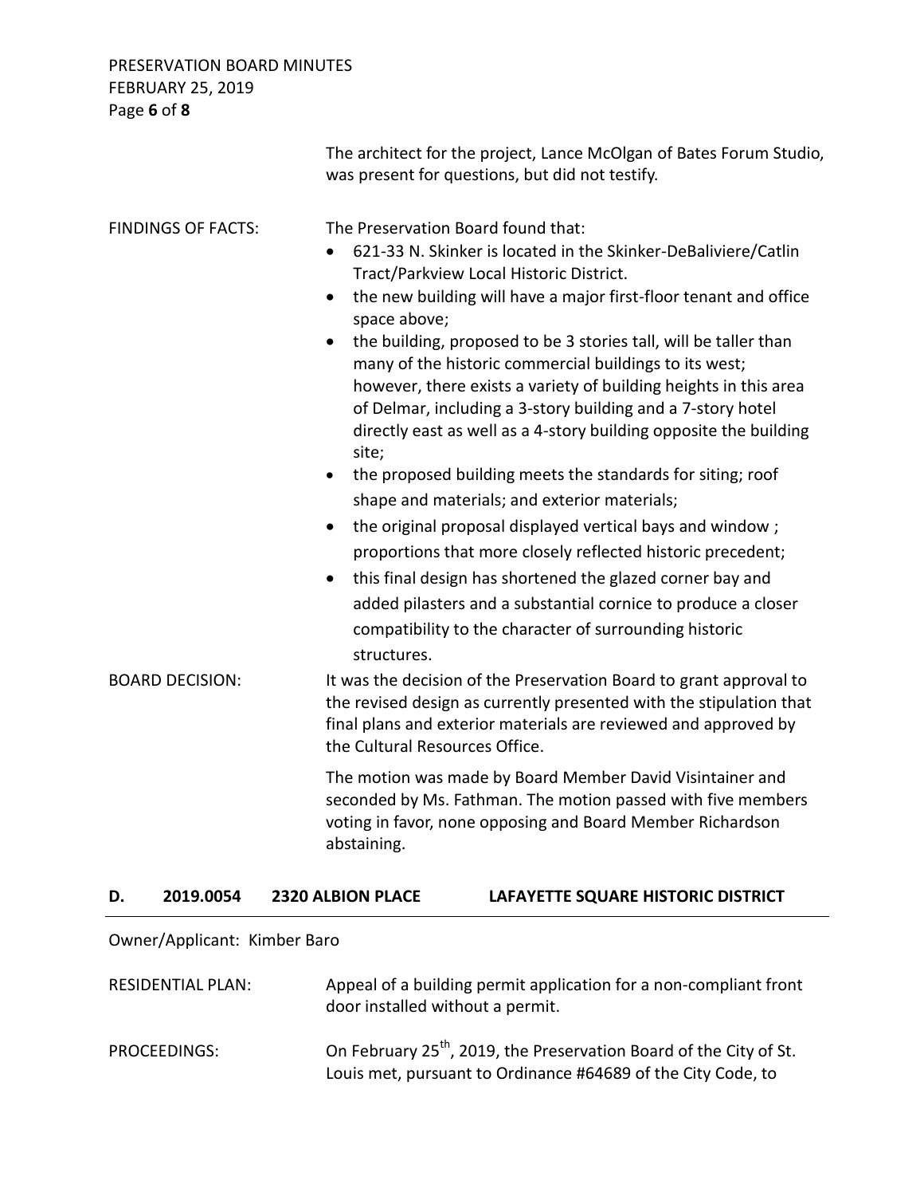The architect for the project, Lance McOlgan of Bates Forum Studio, was present for questions, but did not testify.

FINDINGS OF FACTS: The Preservation Board found that:

- 621-33 N. Skinker is located in the Skinker-DeBaliviere/Catlin Tract/Parkview Local Historic District.
- the new building will have a major first-floor tenant and office space above;
- the building, proposed to be 3 stories tall, will be taller than many of the historic commercial buildings to its west; however, there exists a variety of building heights in this area of Delmar, including a 3-story building and a 7-story hotel directly east as well as a 4-story building opposite the building site;
- the proposed building meets the standards for siting; roof shape and materials; and exterior materials;
- the original proposal displayed vertical bays and window ; proportions that more closely reflected historic precedent;
- this final design has shortened the glazed corner bay and added pilasters and a substantial cornice to produce a closer compatibility to the character of surrounding historic structures.

BOARD DECISION: It was the decision of the Preservation Board to grant approval to the revised design as currently presented with the stipulation that final plans and exterior materials are reviewed and approved by the Cultural Resources Office.

The motion was made by Board Member David Visintainer and seconded by Ms. Fathman. The motion passed with five members voting in favor, none opposing and Board Member Richardson abstaining.

## D. 2019.0054 2320 ALBION PLACE LAFAYETTE SQUARE HISTORIC DISTRICT

Owner/Applicant: Kimber Baro

RESIDENTIAL PLAN: Appeal of a building permit application for a non-compliant front door installed without a permit.

PROCEEDINGS: On February 25th, 2019, the Preservation Board of the City of St. Louis met, pursuant to Ordinance #64689 of the City Code, to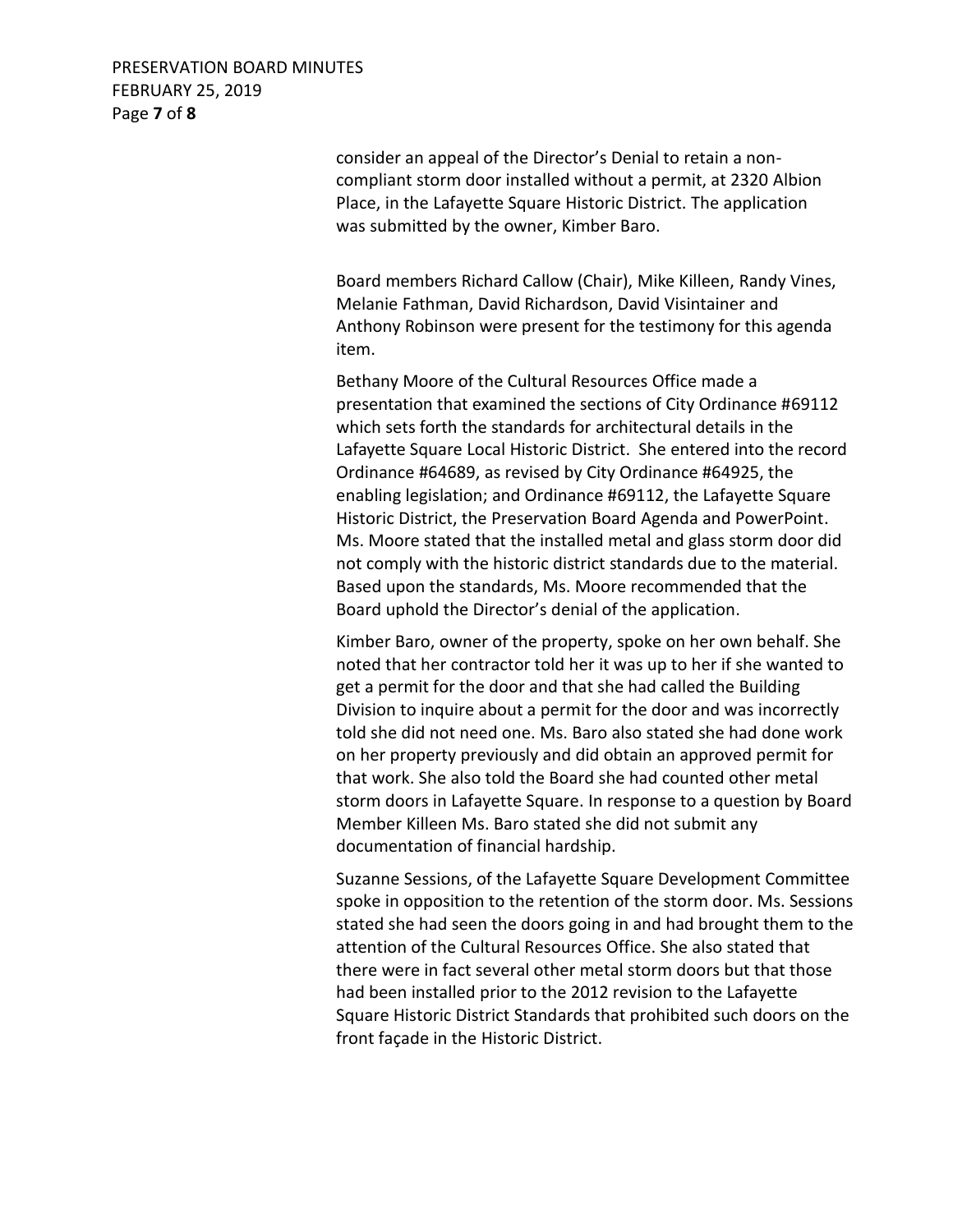consider an appeal of the Director's Denial to retain a non-compliant storm door installed without a permit, at 2320 Albion Place, in the Lafayette Square Historic District. The application was submitted by the owner, Kimber Baro.

Board members Richard Callow (Chair), Mike Killeen, Randy Vines, Melanie Fathman, David Richardson, David Visintainer and Anthony Robinson were present for the testimony for this agenda item.

Bethany Moore of the Cultural Resources Office made a presentation that examined the sections of City Ordinance #69112 which sets forth the standards for architectural details in the Lafayette Square Local Historic District. She entered into the record Ordinance #64689, as revised by City Ordinance #64925, the enabling legislation; and Ordinance #69112, the Lafayette Square Historic District, the Preservation Board Agenda and PowerPoint. Ms. Moore stated that the installed metal and glass storm door did not comply with the historic district standards due to the material. Based upon the standards, Ms. Moore recommended that the Board uphold the Director's denial of the application.

Kimber Baro, owner of the property, spoke on her own behalf. She noted that her contractor told her it was up to her if she wanted to get a permit for the door and that she had called the Building Division to inquire about a permit for the door and was incorrectly told she did not need one. Ms. Baro also stated she had done work on her property previously and did obtain an approved permit for that work. She also told the Board she had counted other metal storm doors in Lafayette Square. In response to a question by Board Member Killeen Ms. Baro stated she did not submit any documentation of financial hardship.

Suzanne Sessions, of the Lafayette Square Development Committee spoke in opposition to the retention of the storm door. Ms. Sessions stated she had seen the doors going in and had brought them to the attention of the Cultural Resources Office. She also stated that there were in fact several other metal storm doors but that those had been installed prior to the 2012 revision to the Lafayette Square Historic District Standards that prohibited such doors on the front façade in the Historic District.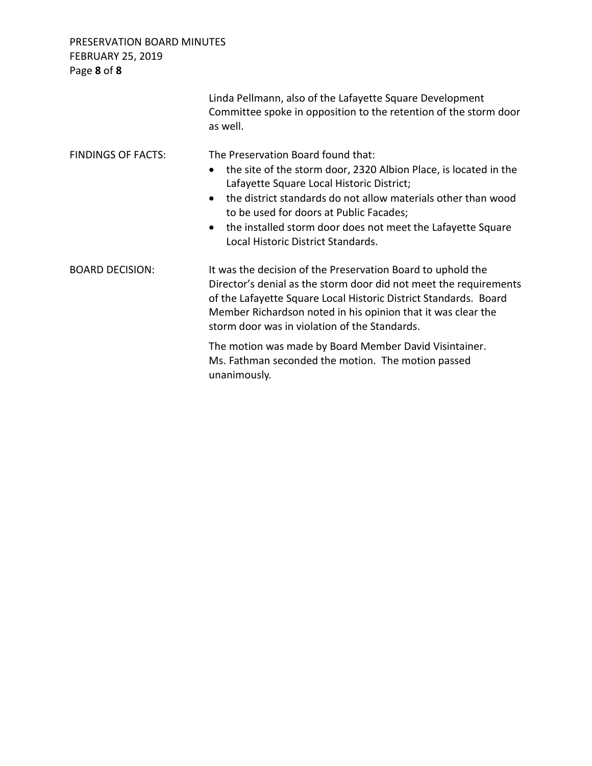Linda Pellmann, also of the Lafayette Square Development Committee spoke in opposition to the retention of the storm door as well.

FINDINGS OF FACTS: The Preservation Board found that:

- the site of the storm door, 2320 Albion Place, is located in the Lafayette Square Local Historic District;
- the district standards do not allow materials other than wood to be used for doors at Public Facades;
- the installed storm door does not meet the Lafayette Square Local Historic District Standards.

BOARD DECISION: It was the decision of the Preservation Board to uphold the Director's denial as the storm door did not meet the requirements of the Lafayette Square Local Historic District Standards. Board Member Richardson noted in his opinion that it was clear the storm door was in violation of the Standards.

The motion was made by Board Member David Visintainer. Ms. Fathman seconded the motion. The motion passed unanimously.